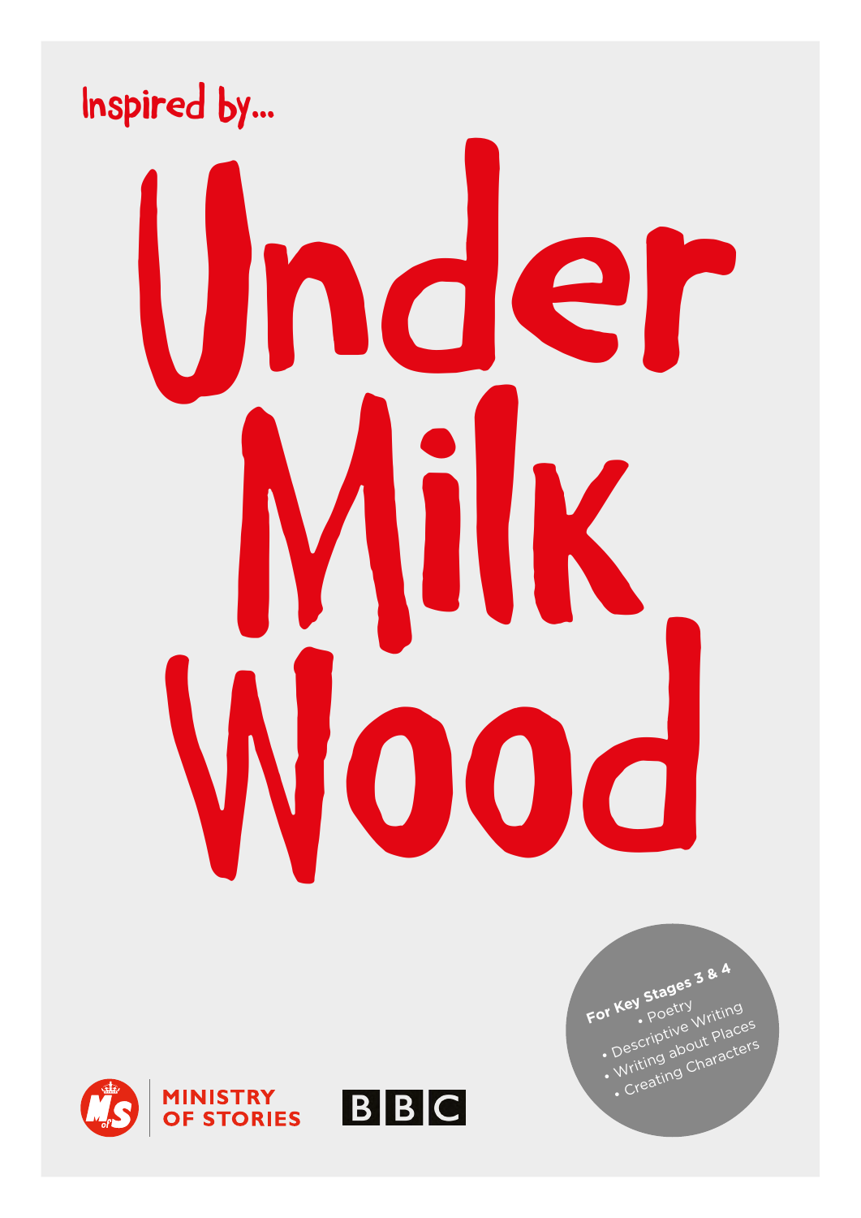Inspired by...

# Under Milk Wood

**For Key Stages 3 & 4**

- Poetry
- Descriptive Writing
- Writing about Places
- Creating Characters

MINISTRY OF STORIES

BBC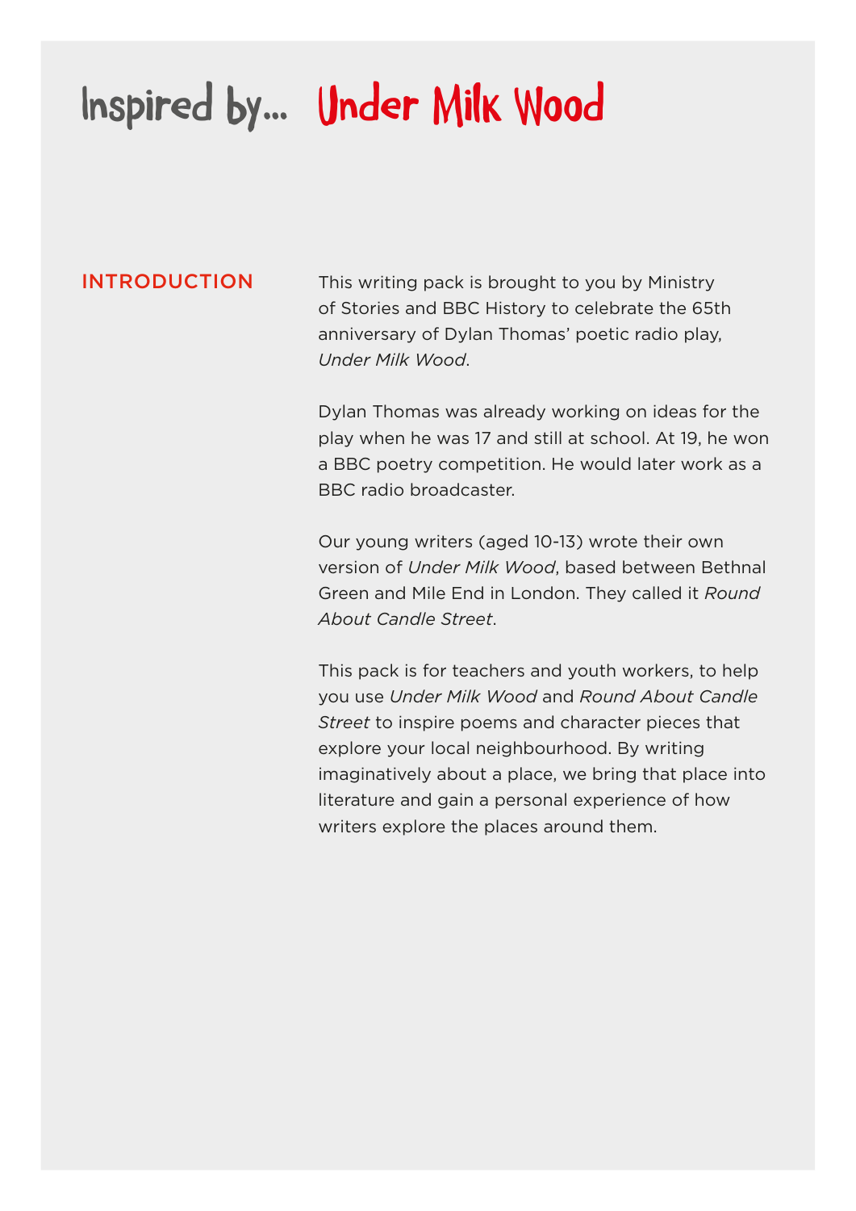# Inspired by... Under Milk Wood

## INTRODUCTION

This writing pack is brought to you by Ministry of Stories and BBC History to celebrate the 65th anniversary of Dylan Thomas' poetic radio play, *Under Milk Wood*.

Dylan Thomas was already working on ideas for the play when he was 17 and still at school. At 19, he won a BBC poetry competition. He would later work as a BBC radio broadcaster.

Our young writers (aged 10-13) wrote their own version of *Under Milk Wood*, based between Bethnal Green and Mile End in London. They called it *Round About Candle Street*.

This pack is for teachers and youth workers, to help you use *Under Milk Wood* and *Round About Candle Street* to inspire poems and character pieces that explore your local neighbourhood. By writing imaginatively about a place, we bring that place into literature and gain a personal experience of how writers explore the places around them.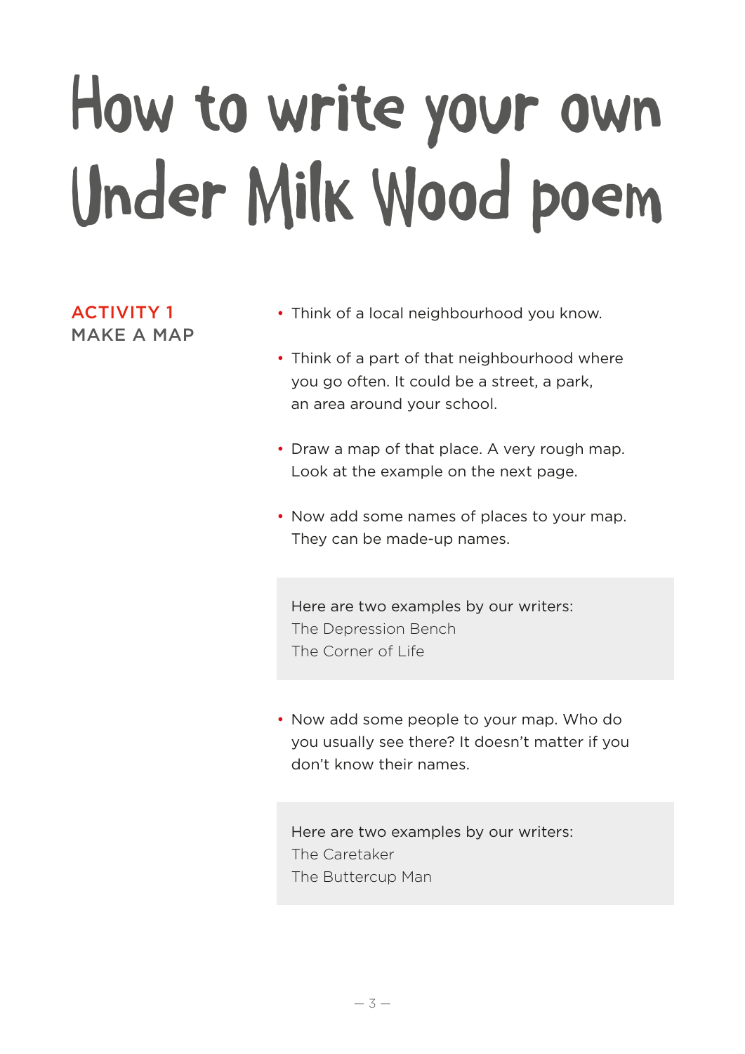# How to write your own Under Milk Wood poem

## ACTIVITY 1
### MAKE A MAP

- Think of a local neighbourhood you know.
- Think of a part of that neighbourhood where you go often. It could be a street, a park, an area around your school.
- Draw a map of that place. A very rough map. Look at the example on the next page.
- Now add some names of places to your map. They can be made-up names.

> Here are two examples by our writers:
> The Depression Bench
> The Corner of Life

- Now add some people to your map. Who do you usually see there? It doesn't matter if you don't know their names.

> Here are two examples by our writers:
> The Caretaker
> The Buttercup Man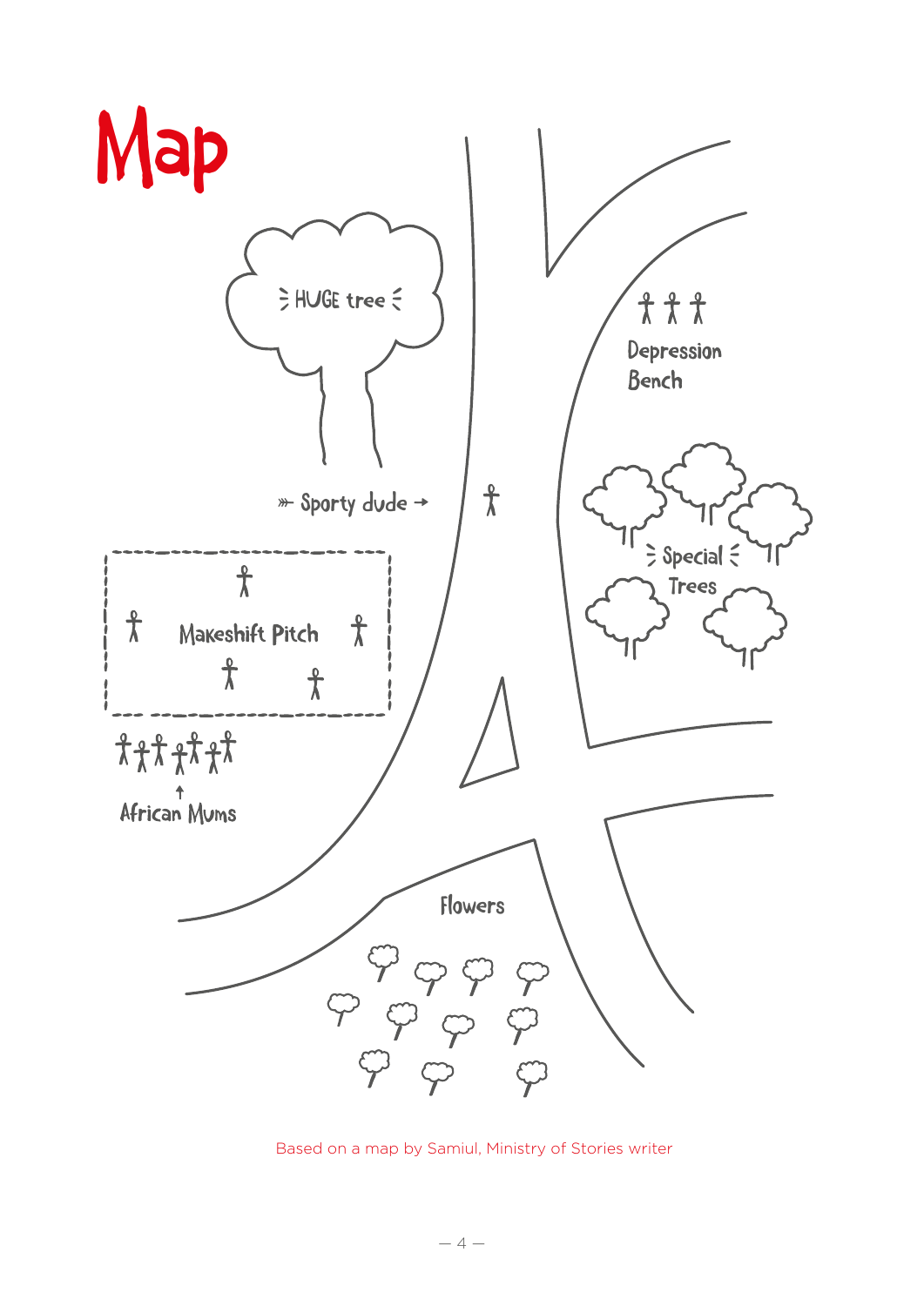# Map

HUGE tree

Sporty dude

Makeshift Pitch

African Mums

Depression Bench

Special Trees

Flowers

Based on a map by Samiul, Ministry of Stories writer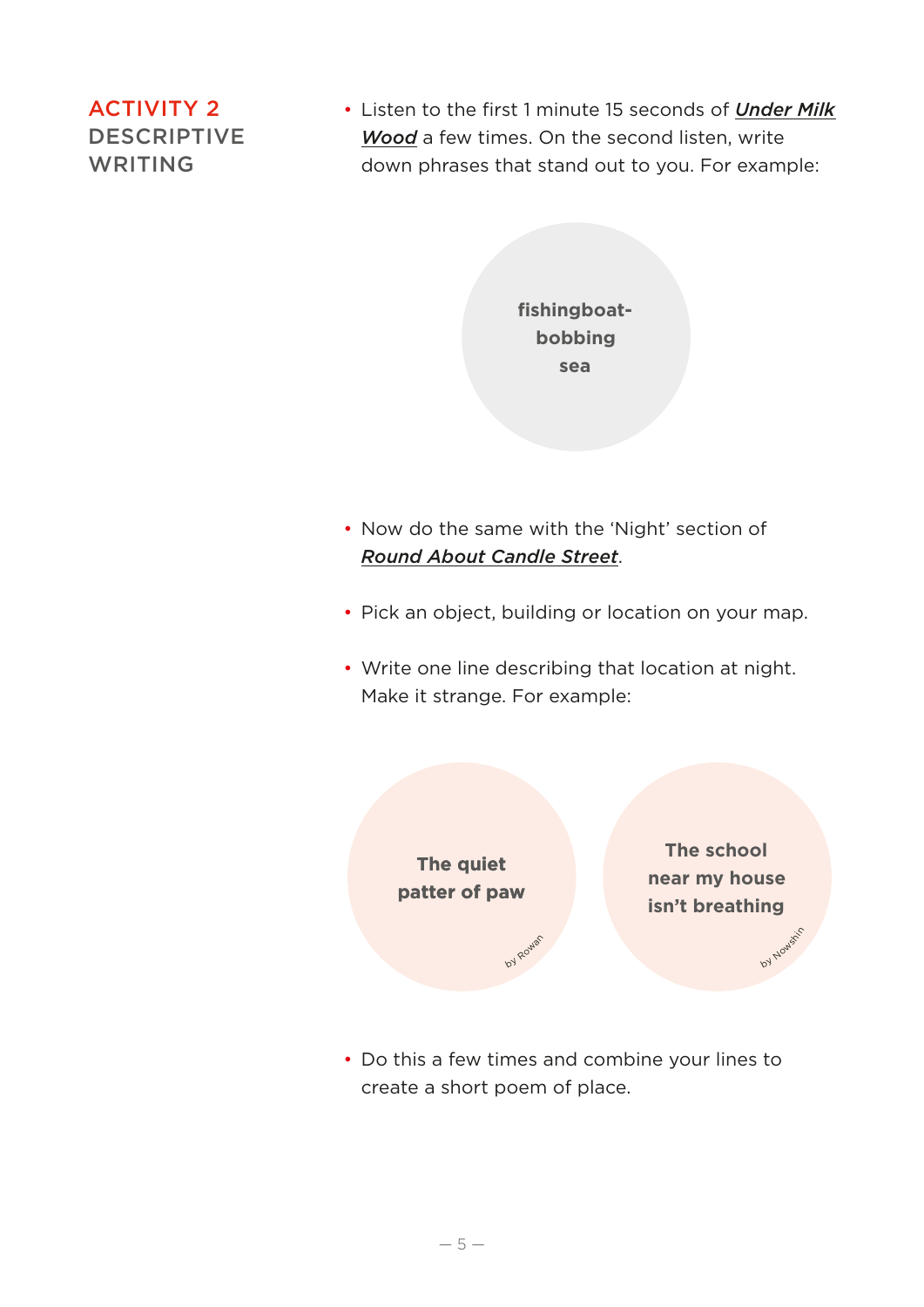## ACTIVITY 2
## DESCRIPTIVE WRITING

- Listen to the first 1 minute 15 seconds of ***Under Milk Wood*** a few times. On the second listen, write down phrases that stand out to you. For example:

**fishingboat-bobbing sea**

- Now do the same with the 'Night' section of ***Round About Candle Street***.

- Pick an object, building or location on your map.

- Write one line describing that location at night. Make it strange. For example:

**The quiet patter of paw**

by Rowan

**The school near my house isn't breathing**

by Nowshin

- Do this a few times and combine your lines to create a short poem of place.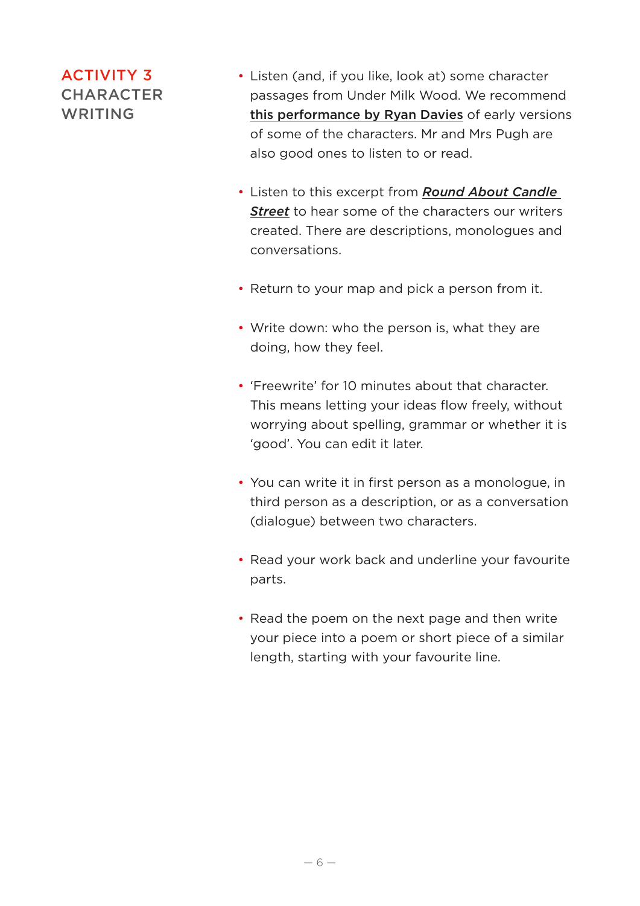## ACTIVITY 3 CHARACTER WRITING

- Listen (and, if you like, look at) some character passages from Under Milk Wood. We recommend **this performance by Ryan Davies** of early versions of some of the characters. Mr and Mrs Pugh are also good ones to listen to or read.

- Listen to this excerpt from ***Round About Candle Street*** to hear some of the characters our writers created. There are descriptions, monologues and conversations.

- Return to your map and pick a person from it.

- Write down: who the person is, what they are doing, how they feel.

- 'Freewrite' for 10 minutes about that character. This means letting your ideas flow freely, without worrying about spelling, grammar or whether it is 'good'. You can edit it later.

- You can write it in first person as a monologue, in third person as a description, or as a conversation (dialogue) between two characters.

- Read your work back and underline your favourite parts.

- Read the poem on the next page and then write your piece into a poem or short piece of a similar length, starting with your favourite line.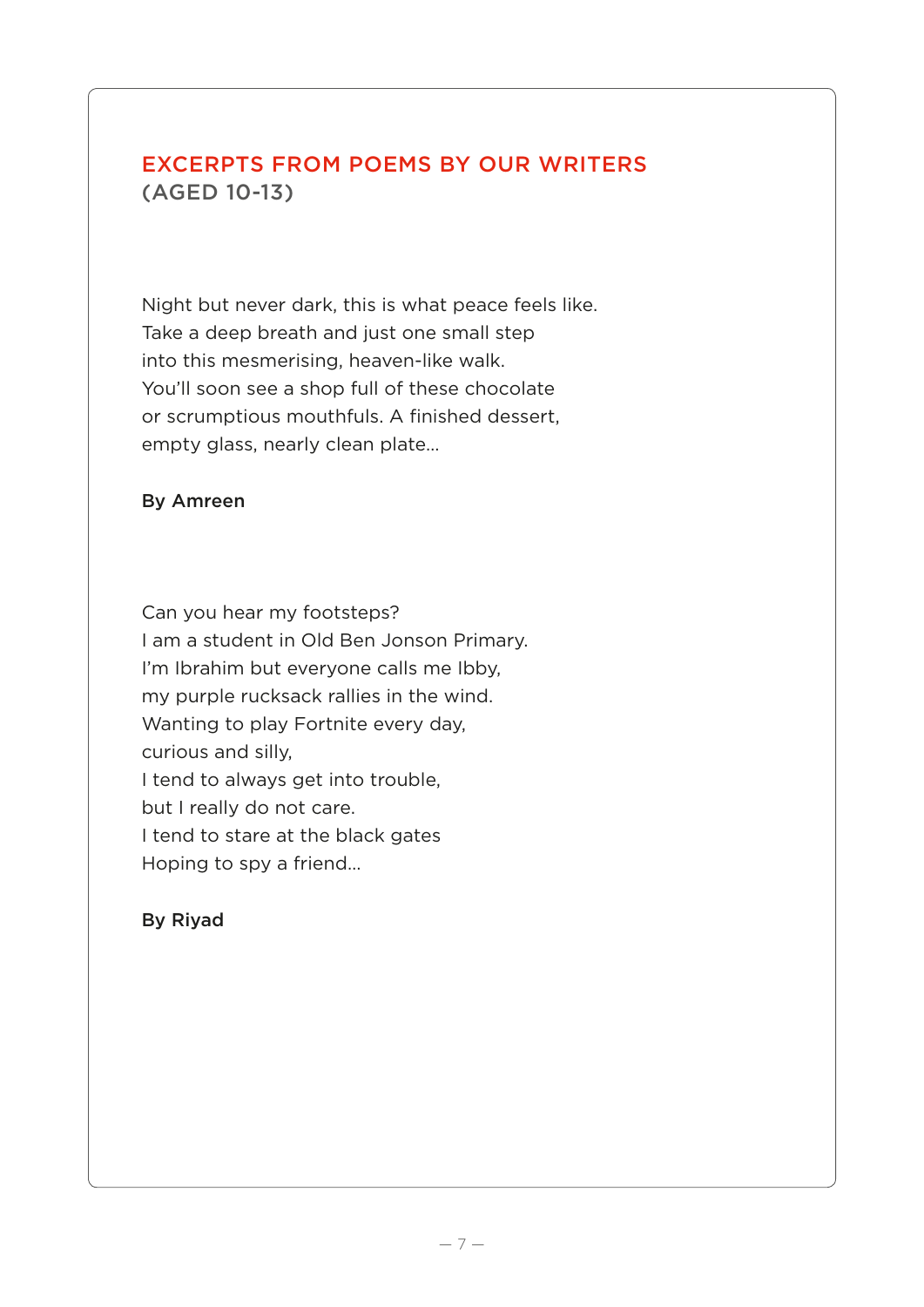## EXCERPTS FROM POEMS BY OUR WRITERS (AGED 10-13)

Night but never dark, this is what peace feels like.
Take a deep breath and just one small step
into this mesmerising, heaven-like walk.
You'll soon see a shop full of these chocolate
or scrumptious mouthfuls. A finished dessert,
empty glass, nearly clean plate...

**By Amreen**

Can you hear my footsteps?
I am a student in Old Ben Jonson Primary.
I'm Ibrahim but everyone calls me Ibby,
my purple rucksack rallies in the wind.
Wanting to play Fortnite every day,
curious and silly,
I tend to always get into trouble,
but I really do not care.
I tend to stare at the black gates
Hoping to spy a friend...

**By Riyad**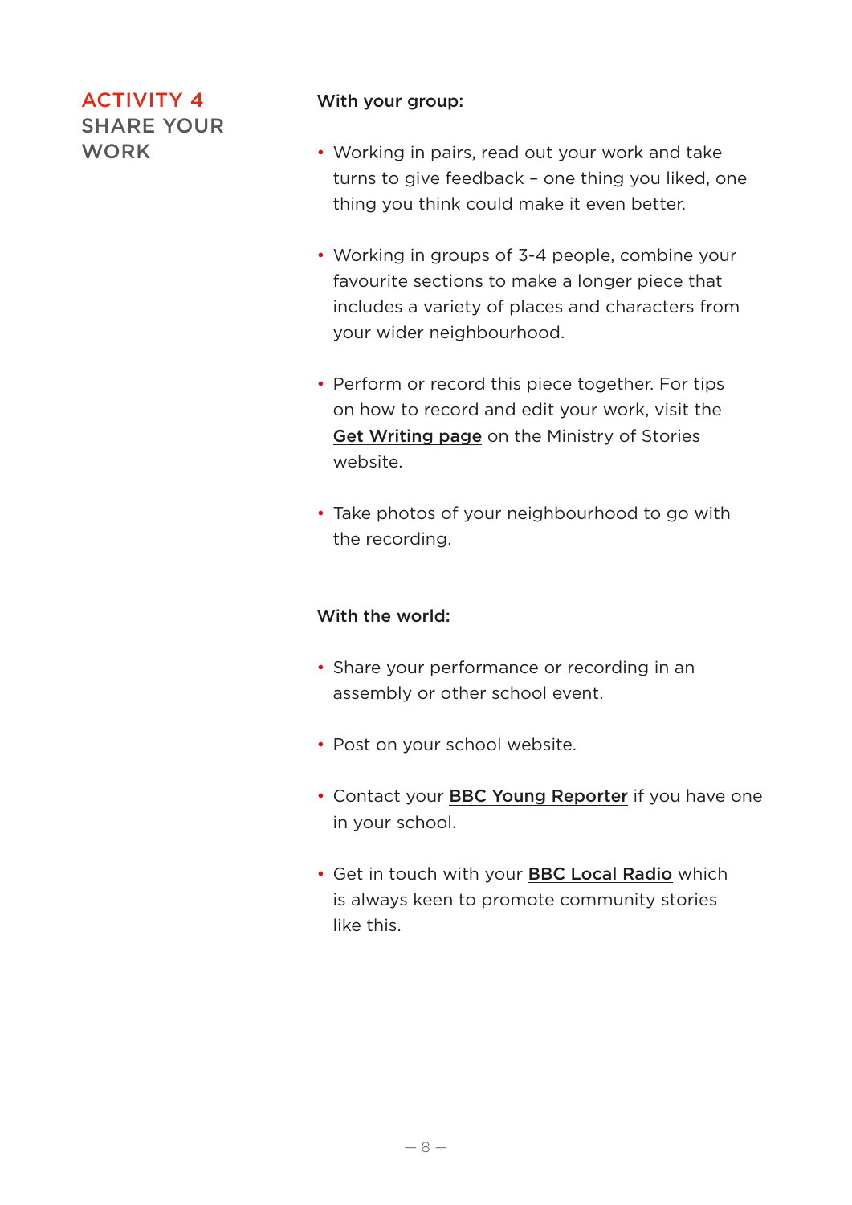## ACTIVITY 4
## SHARE YOUR WORK

**With your group:**

- Working in pairs, read out your work and take turns to give feedback – one thing you liked, one thing you think could make it even better.
- Working in groups of 3-4 people, combine your favourite sections to make a longer piece that includes a variety of places and characters from your wider neighbourhood.
- Perform or record this piece together. For tips on how to record and edit your work, visit the **Get Writing page** on the Ministry of Stories website.
- Take photos of your neighbourhood to go with the recording.

**With the world:**

- Share your performance or recording in an assembly or other school event.
- Post on your school website.
- Contact your **BBC Young Reporter** if you have one in your school.
- Get in touch with your **BBC Local Radio** which is always keen to promote community stories like this.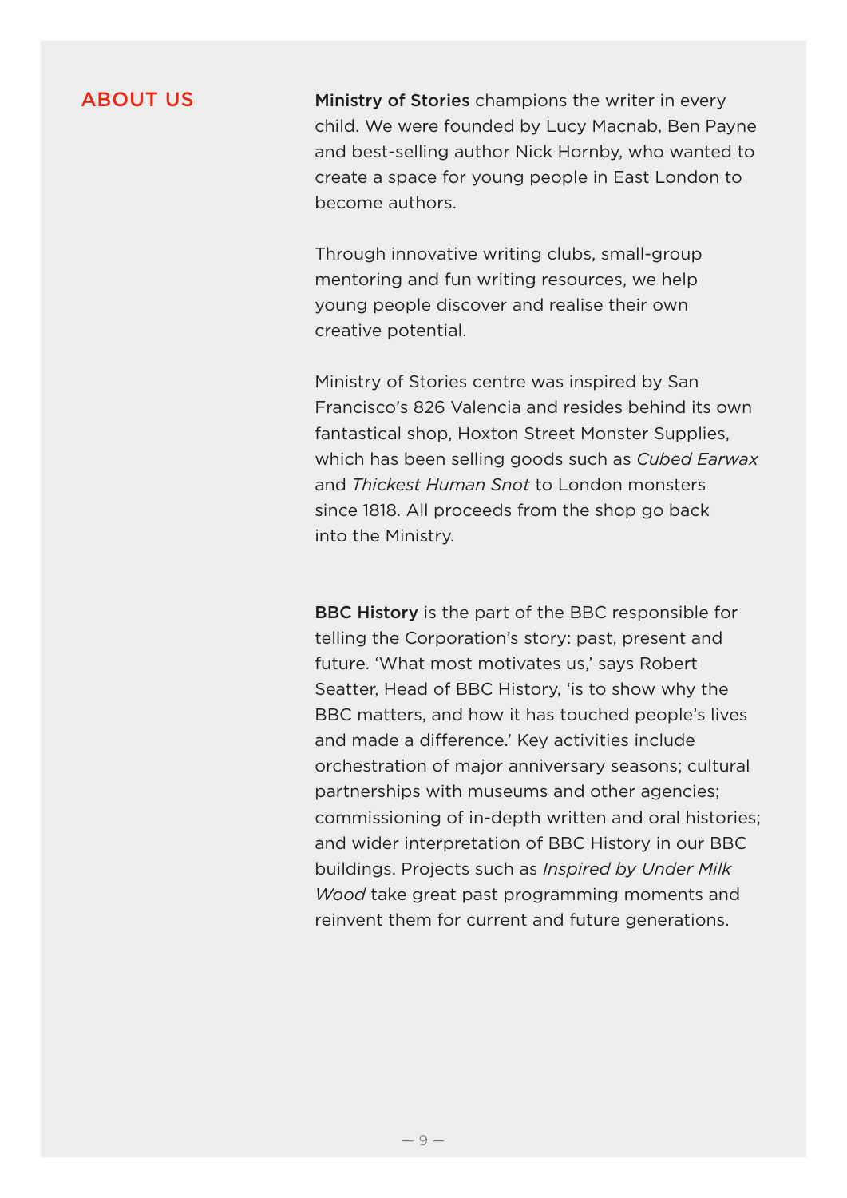## ABOUT US

**Ministry of Stories** champions the writer in every child. We were founded by Lucy Macnab, Ben Payne and best-selling author Nick Hornby, who wanted to create a space for young people in East London to become authors.

Through innovative writing clubs, small-group mentoring and fun writing resources, we help young people discover and realise their own creative potential.

Ministry of Stories centre was inspired by San Francisco's 826 Valencia and resides behind its own fantastical shop, Hoxton Street Monster Supplies, which has been selling goods such as *Cubed Earwax* and *Thickest Human Snot* to London monsters since 1818. All proceeds from the shop go back into the Ministry.

**BBC History** is the part of the BBC responsible for telling the Corporation's story: past, present and future. 'What most motivates us,' says Robert Seatter, Head of BBC History, 'is to show why the BBC matters, and how it has touched people's lives and made a difference.' Key activities include orchestration of major anniversary seasons; cultural partnerships with museums and other agencies; commissioning of in-depth written and oral histories; and wider interpretation of BBC History in our BBC buildings. Projects such as *Inspired by Under Milk Wood* take great past programming moments and reinvent them for current and future generations.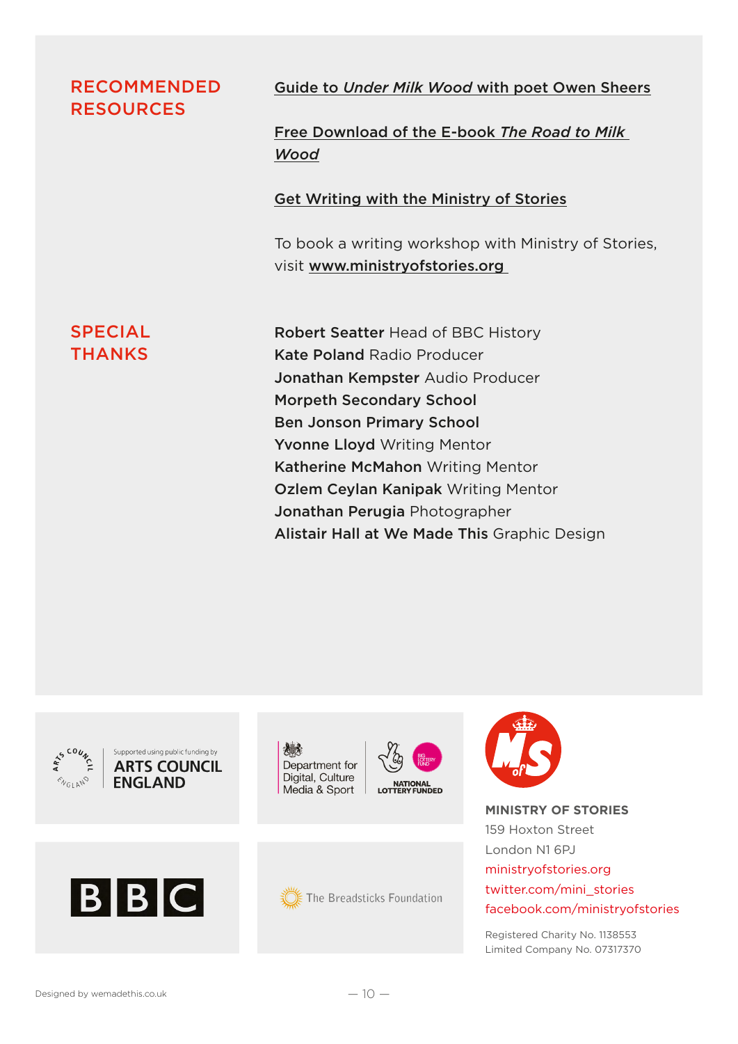## RECOMMENDED RESOURCES

[Guide to *Under Milk Wood* with poet Owen Sheers]

[Free Download of the E-book *The Road to Milk Wood*]

[Get Writing with the Ministry of Stories]

To book a writing workshop with Ministry of Stories, visit **www.ministryofstories.org**

## SPECIAL THANKS

**Robert Seatter** Head of BBC History
**Kate Poland** Radio Producer
**Jonathan Kempster** Audio Producer
**Morpeth Secondary School**
**Ben Jonson Primary School**
**Yvonne Lloyd** Writing Mentor
**Katherine McMahon** Writing Mentor
**Ozlem Ceylan Kanipak** Writing Mentor
**Jonathan Perugia** Photographer
**Alistair Hall at We Made This** Graphic Design

Supported using public funding by ARTS COUNCIL ENGLAND

Department for Digital, Culture Media & Sport

BIG LOTTERY FUND NATIONAL LOTTERY FUNDED

BBC

The Breadsticks Foundation

**MINISTRY OF STORIES**
159 Hoxton Street
London N1 6PJ
ministryofstories.org
twitter.com/mini_stories
facebook.com/ministryofstories

Registered Charity No. 1138553
Limited Company No. 07317370

Designed by wemadethis.co.uk